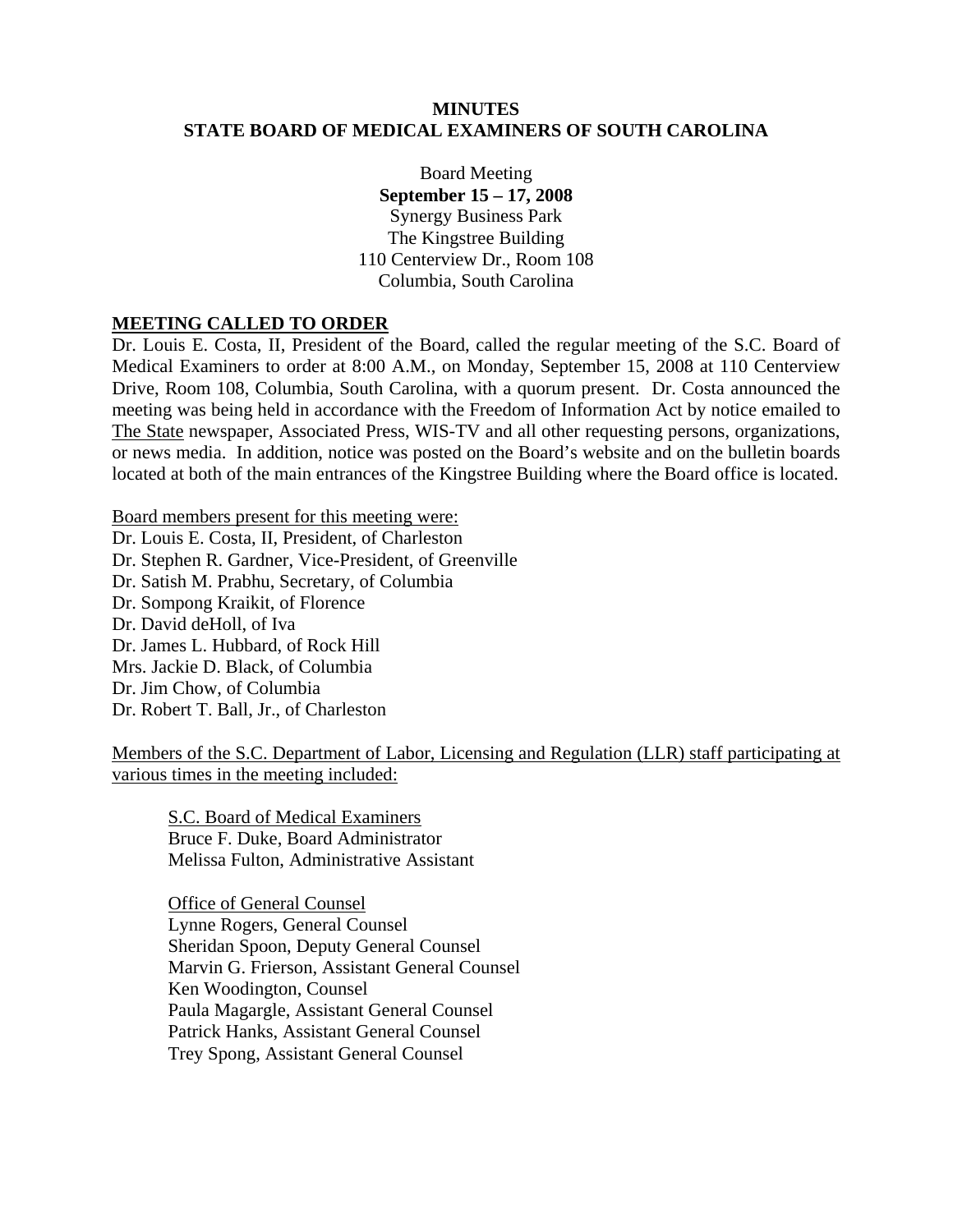# MINUTES
# STATE BOARD OF MEDICAL EXAMINERS OF SOUTH CAROLINA

Board Meeting
**September 15 – 17, 2008**
Synergy Business Park
The Kingstree Building
110 Centerview Dr., Room 108
Columbia, South Carolina

## MEETING CALLED TO ORDER

Dr. Louis E. Costa, II, President of the Board, called the regular meeting of the S.C. Board of Medical Examiners to order at 8:00 A.M., on Monday, September 15, 2008 at 110 Centerview Drive, Room 108, Columbia, South Carolina, with a quorum present. Dr. Costa announced the meeting was being held in accordance with the Freedom of Information Act by notice emailed to The State newspaper, Associated Press, WIS-TV and all other requesting persons, organizations, or news media. In addition, notice was posted on the Board's website and on the bulletin boards located at both of the main entrances of the Kingstree Building where the Board office is located.

Board members present for this meeting were:
Dr. Louis E. Costa, II, President, of Charleston
Dr. Stephen R. Gardner, Vice-President, of Greenville
Dr. Satish M. Prabhu, Secretary, of Columbia
Dr. Sompong Kraikit, of Florence
Dr. David deHoll, of Iva
Dr. James L. Hubbard, of Rock Hill
Mrs. Jackie D. Black, of Columbia
Dr. Jim Chow, of Columbia
Dr. Robert T. Ball, Jr., of Charleston

Members of the S.C. Department of Labor, Licensing and Regulation (LLR) staff participating at various times in the meeting included:

S.C. Board of Medical Examiners
Bruce F. Duke, Board Administrator
Melissa Fulton, Administrative Assistant

Office of General Counsel
Lynne Rogers, General Counsel
Sheridan Spoon, Deputy General Counsel
Marvin G. Frierson, Assistant General Counsel
Ken Woodington, Counsel
Paula Magargle, Assistant General Counsel
Patrick Hanks, Assistant General Counsel
Trey Spong, Assistant General Counsel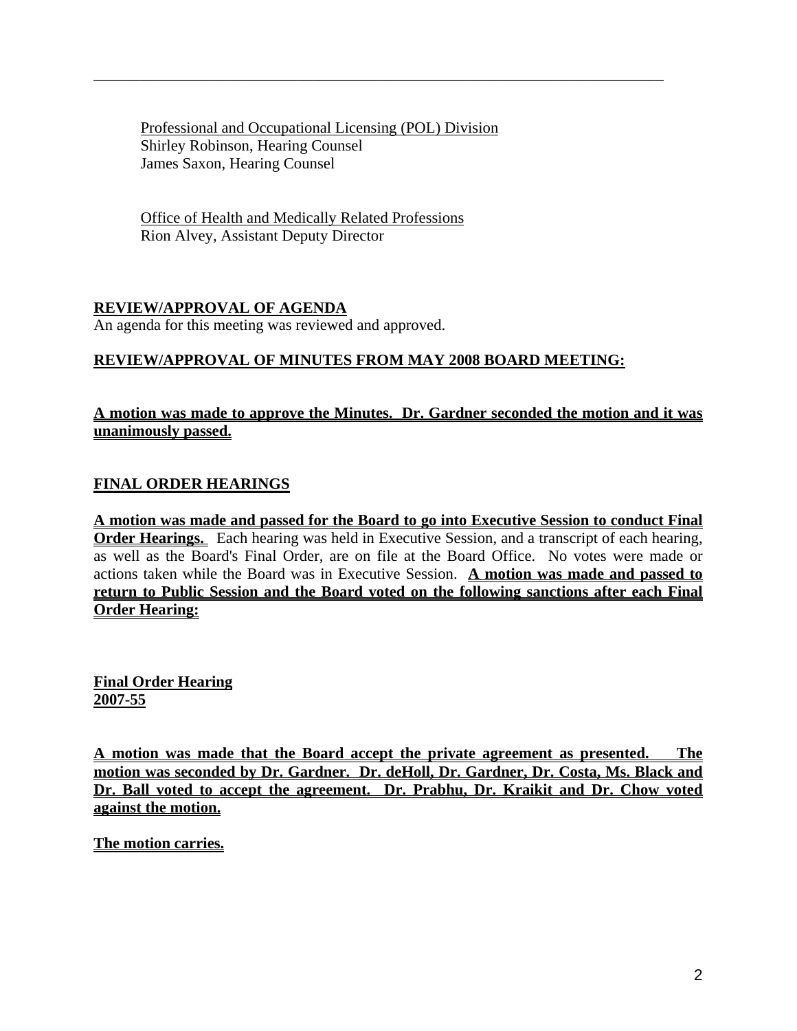---

Professional and Occupational Licensing (POL) Division
Shirley Robinson, Hearing Counsel
James Saxon, Hearing Counsel

Office of Health and Medically Related Professions
Rion Alvey, Assistant Deputy Director

**REVIEW/APPROVAL OF AGENDA**

An agenda for this meeting was reviewed and approved.

**REVIEW/APPROVAL OF MINUTES FROM MAY 2008 BOARD MEETING:**

**A motion was made to approve the Minutes. Dr. Gardner seconded the motion and it was unanimously passed.**

**FINAL ORDER HEARINGS**

**A motion was made and passed for the Board to go into Executive Session to conduct Final Order Hearings.** Each hearing was held in Executive Session, and a transcript of each hearing, as well as the Board's Final Order, are on file at the Board Office. No votes were made or actions taken while the Board was in Executive Session. **A motion was made and passed to return to Public Session and the Board voted on the following sanctions after each Final Order Hearing:**

**Final Order Hearing**
**2007-55**

**A motion was made that the Board accept the private agreement as presented. The motion was seconded by Dr. Gardner. Dr. deHoll, Dr. Gardner, Dr. Costa, Ms. Black and Dr. Ball voted to accept the agreement. Dr. Prabhu, Dr. Kraikit and Dr. Chow voted against the motion.**

**The motion carries.**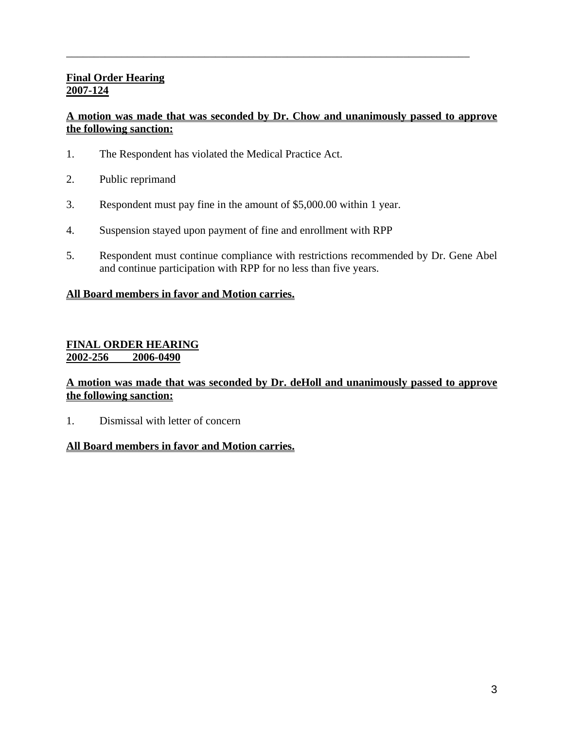---

**Final Order Hearing**
**2007-124**

**A motion was made that was seconded by Dr. Chow and unanimously passed to approve the following sanction:**

1. The Respondent has violated the Medical Practice Act.

2. Public reprimand

3. Respondent must pay fine in the amount of $5,000.00 within 1 year.

4. Suspension stayed upon payment of fine and enrollment with RPP

5. Respondent must continue compliance with restrictions recommended by Dr. Gene Abel and continue participation with RPP for no less than five years.

**All Board members in favor and Motion carries.**

**FINAL ORDER HEARING**
**2002-256 2006-0490**

**A motion was made that was seconded by Dr. deHoll and unanimously passed to approve the following sanction:**

1. Dismissal with letter of concern

**All Board members in favor and Motion carries.**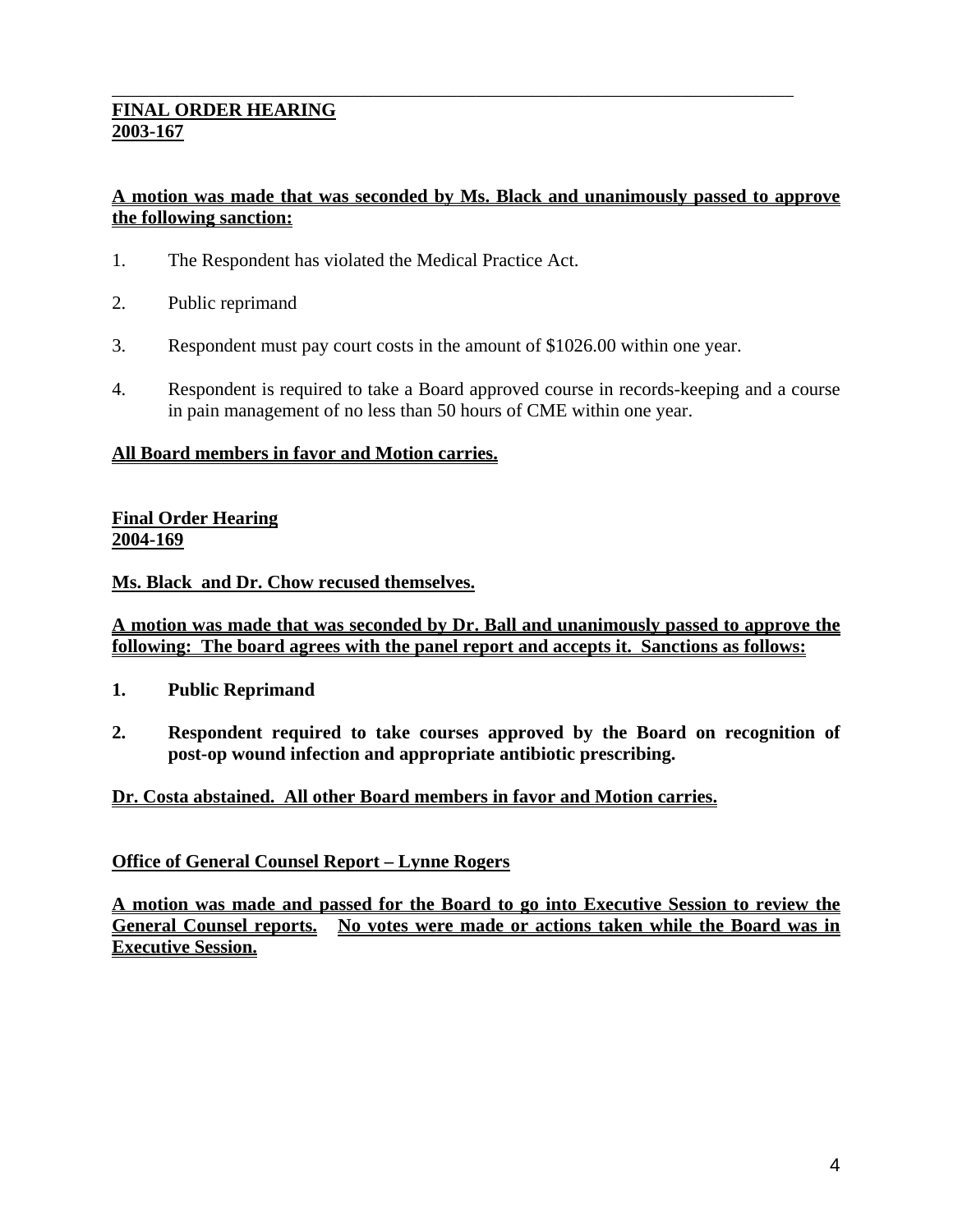---

**FINAL ORDER HEARING**
**2003-167**

**A motion was made that was seconded by Ms. Black and unanimously passed to approve the following sanction:**

1. The Respondent has violated the Medical Practice Act.

2. Public reprimand

3. Respondent must pay court costs in the amount of $1026.00 within one year.

4. Respondent is required to take a Board approved course in records-keeping and a course in pain management of no less than 50 hours of CME within one year.

**All Board members in favor and Motion carries.**

**Final Order Hearing**
**2004-169**

**Ms. Black and Dr. Chow recused themselves.**

**A motion was made that was seconded by Dr. Ball and unanimously passed to approve the following: The board agrees with the panel report and accepts it. Sanctions as follows:**

1. **Public Reprimand**

2. **Respondent required to take courses approved by the Board on recognition of post-op wound infection and appropriate antibiotic prescribing.**

**Dr. Costa abstained. All other Board members in favor and Motion carries.**

**Office of General Counsel Report – Lynne Rogers**

**A motion was made and passed for the Board to go into Executive Session to review the General Counsel reports. No votes were made or actions taken while the Board was in Executive Session.**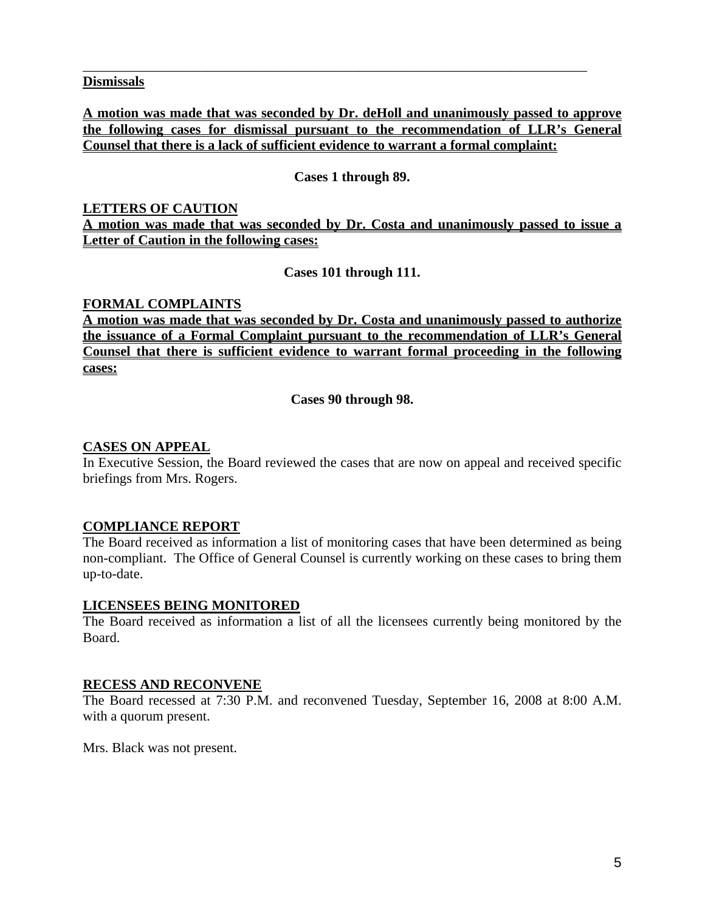---

**Dismissals**

**A motion was made that was seconded by Dr. deHoll and unanimously passed to approve the following cases for dismissal pursuant to the recommendation of LLR's General Counsel that there is a lack of sufficient evidence to warrant a formal complaint:**

**Cases 1 through 89.**

**LETTERS OF CAUTION**

**A motion was made that was seconded by Dr. Costa and unanimously passed to issue a Letter of Caution in the following cases:**

**Cases 101 through 111.**

**FORMAL COMPLAINTS**

**A motion was made that was seconded by Dr. Costa and unanimously passed to authorize the issuance of a Formal Complaint pursuant to the recommendation of LLR's General Counsel that there is sufficient evidence to warrant formal proceeding in the following cases:**

**Cases 90 through 98.**

**CASES ON APPEAL**

In Executive Session, the Board reviewed the cases that are now on appeal and received specific briefings from Mrs. Rogers.

**COMPLIANCE REPORT**

The Board received as information a list of monitoring cases that have been determined as being non-compliant. The Office of General Counsel is currently working on these cases to bring them up-to-date.

**LICENSEES BEING MONITORED**

The Board received as information a list of all the licensees currently being monitored by the Board.

**RECESS AND RECONVENE**

The Board recessed at 7:30 P.M. and reconvened Tuesday, September 16, 2008 at 8:00 A.M. with a quorum present.

Mrs. Black was not present.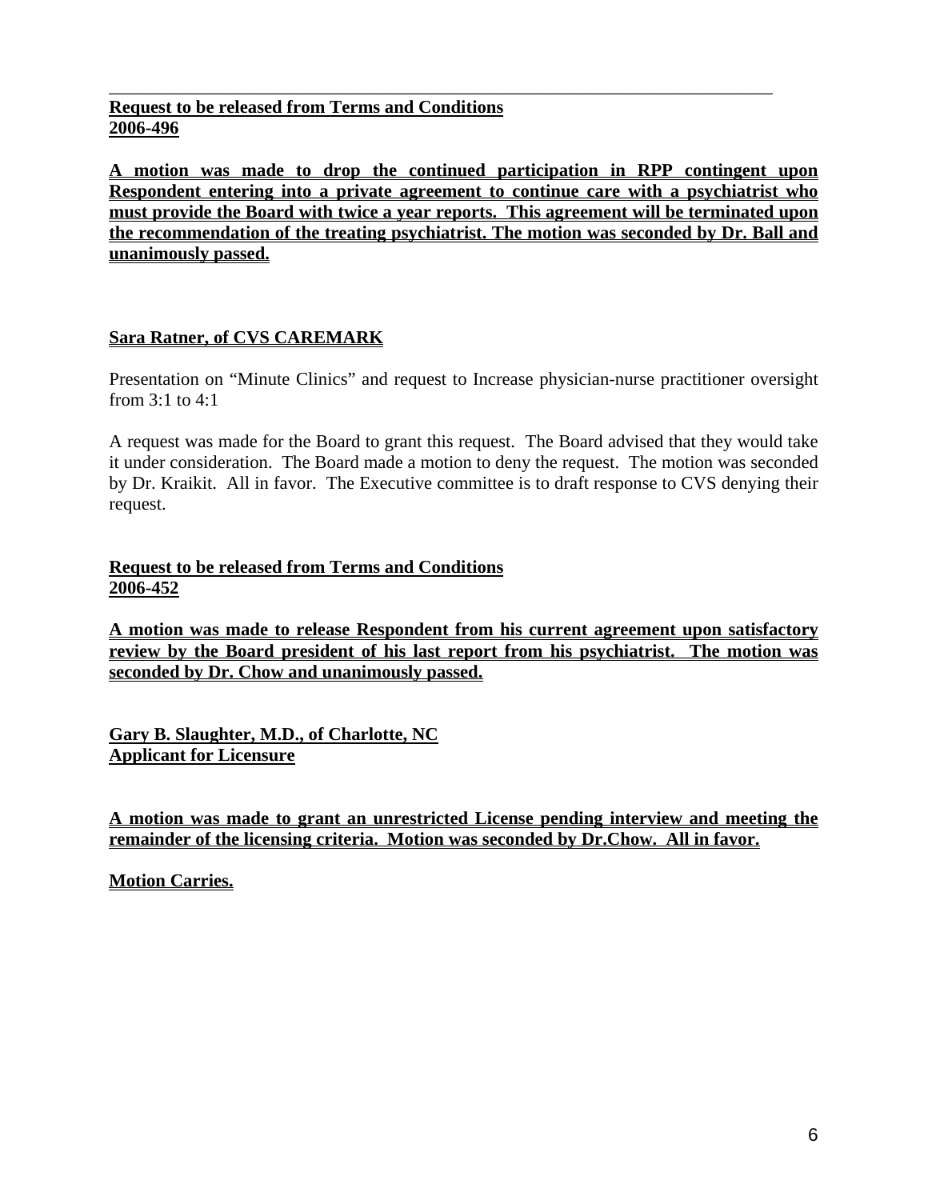---

**Request to be released from Terms and Conditions**
**2006-496**

**A motion was made to drop the continued participation in RPP contingent upon Respondent entering into a private agreement to continue care with a psychiatrist who must provide the Board with twice a year reports. This agreement will be terminated upon the recommendation of the treating psychiatrist. The motion was seconded by Dr. Ball and unanimously passed.**

**Sara Ratner, of CVS CAREMARK**

Presentation on "Minute Clinics" and request to Increase physician-nurse practitioner oversight from 3:1 to 4:1

A request was made for the Board to grant this request. The Board advised that they would take it under consideration. The Board made a motion to deny the request. The motion was seconded by Dr. Kraikit. All in favor. The Executive committee is to draft response to CVS denying their request.

**Request to be released from Terms and Conditions**
**2006-452**

**A motion was made to release Respondent from his current agreement upon satisfactory review by the Board president of his last report from his psychiatrist. The motion was seconded by Dr. Chow and unanimously passed.**

**Gary B. Slaughter, M.D., of Charlotte, NC**
**Applicant for Licensure**

**A motion was made to grant an unrestricted License pending interview and meeting the remainder of the licensing criteria. Motion was seconded by Dr.Chow. All in favor.**

**Motion Carries.**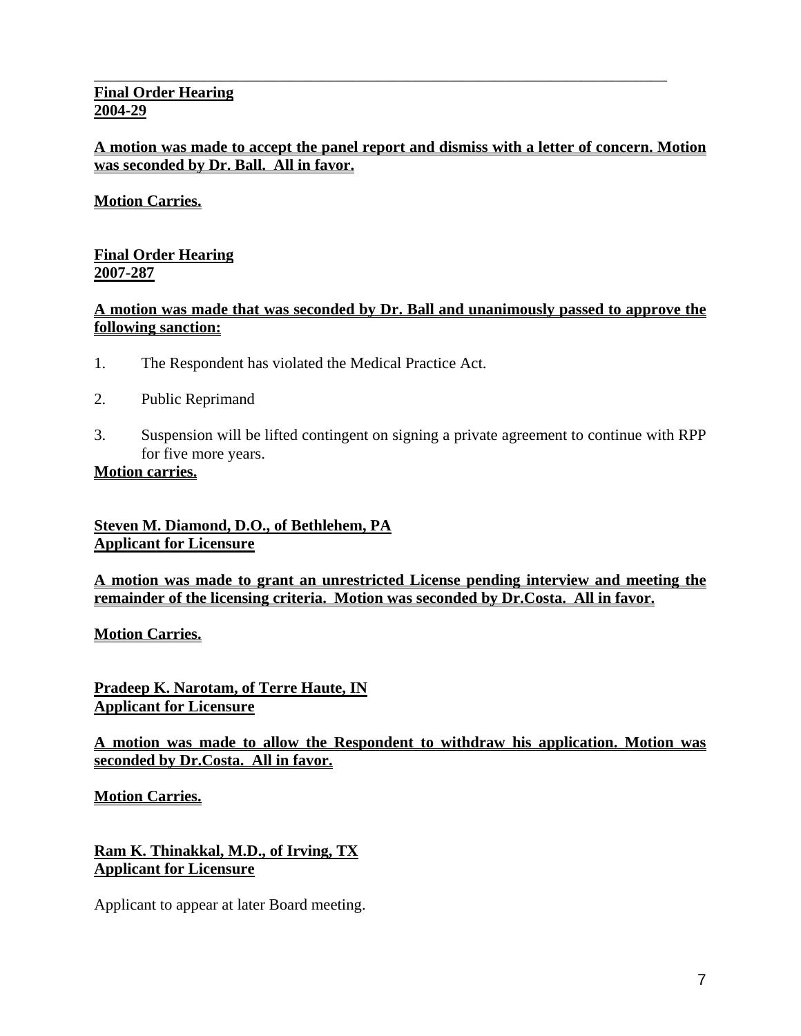---

**Final Order Hearing**
**2004-29**

**A motion was made to accept the panel report and dismiss with a letter of concern. Motion was seconded by Dr. Ball. All in favor.**

**Motion Carries.**

**Final Order Hearing**
**2007-287**

**A motion was made that was seconded by Dr. Ball and unanimously passed to approve the following sanction:**

1. The Respondent has violated the Medical Practice Act.
2. Public Reprimand
3. Suspension will be lifted contingent on signing a private agreement to continue with RPP for five more years.

**Motion carries.**

**Steven M. Diamond, D.O., of Bethlehem, PA**
**Applicant for Licensure**

**A motion was made to grant an unrestricted License pending interview and meeting the remainder of the licensing criteria. Motion was seconded by Dr.Costa. All in favor.**

**Motion Carries.**

**Pradeep K. Narotam, of Terre Haute, IN**
**Applicant for Licensure**

**A motion was made to allow the Respondent to withdraw his application. Motion was seconded by Dr.Costa. All in favor.**

**Motion Carries.**

**Ram K. Thinakkal, M.D., of Irving, TX**
**Applicant for Licensure**

Applicant to appear at later Board meeting.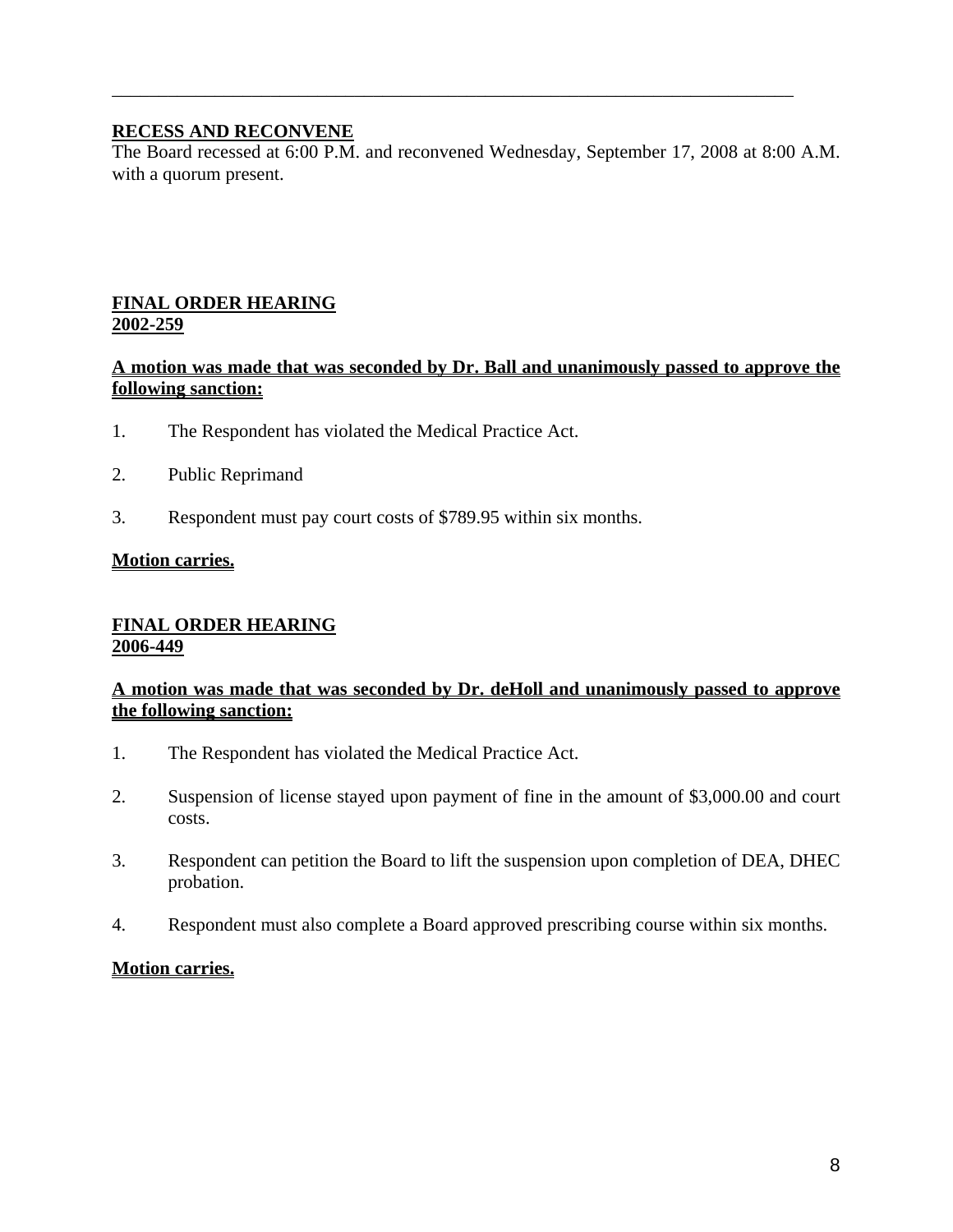---

**RECESS AND RECONVENE**

The Board recessed at 6:00 P.M. and reconvened Wednesday, September 17, 2008 at 8:00 A.M. with a quorum present.

**FINAL ORDER HEARING**
**2002-259**

**A motion was made that was seconded by Dr. Ball and unanimously passed to approve the following sanction:**

1. The Respondent has violated the Medical Practice Act.

2. Public Reprimand

3. Respondent must pay court costs of $789.95 within six months.

**Motion carries.**

**FINAL ORDER HEARING**
**2006-449**

**A motion was made that was seconded by Dr. deHoll and unanimously passed to approve the following sanction:**

1. The Respondent has violated the Medical Practice Act.

2. Suspension of license stayed upon payment of fine in the amount of $3,000.00 and court costs.

3. Respondent can petition the Board to lift the suspension upon completion of DEA, DHEC probation.

4. Respondent must also complete a Board approved prescribing course within six months.

**Motion carries.**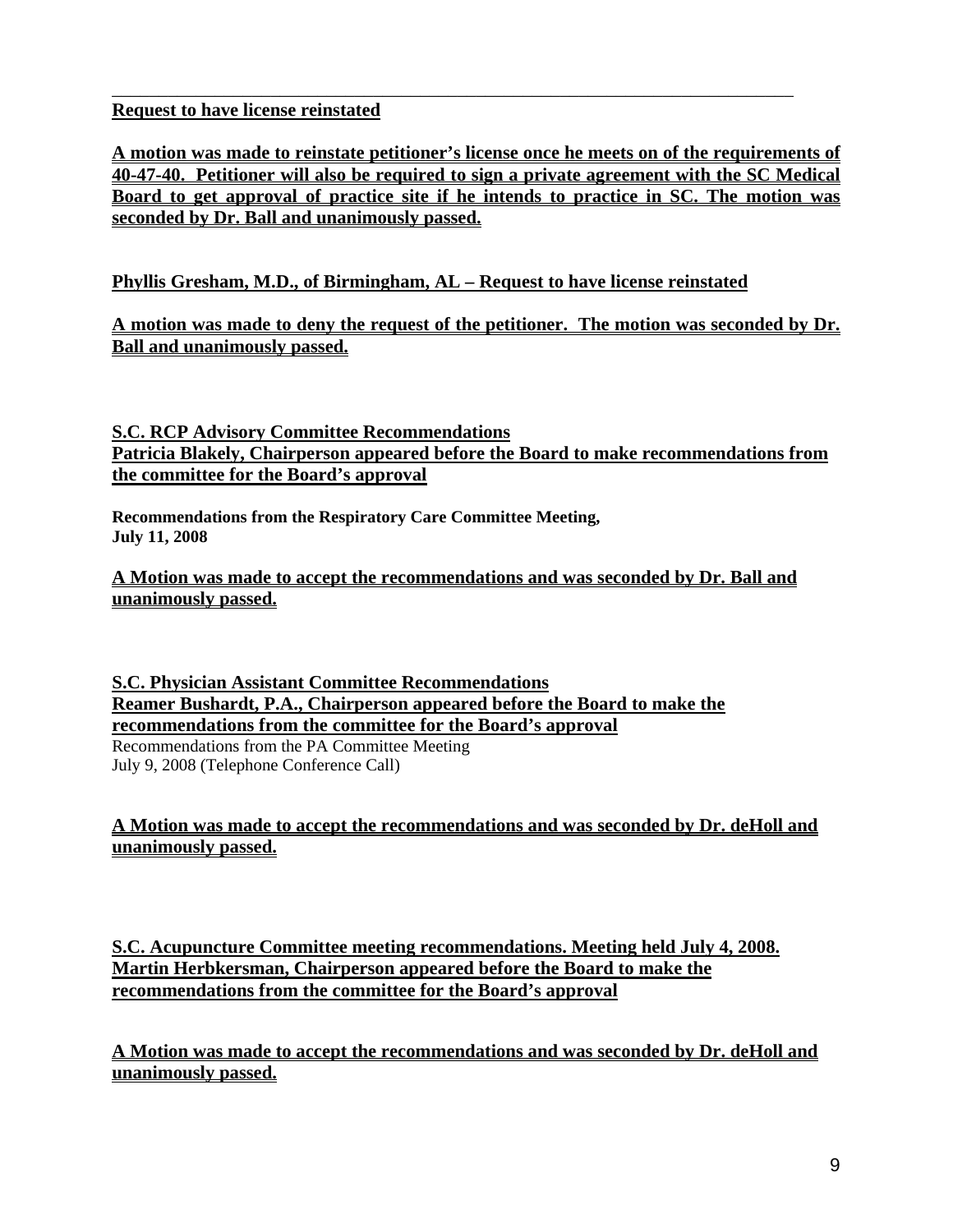---

**Request to have license reinstated**

**A motion was made to reinstate petitioner's license once he meets on of the requirements of 40-47-40. Petitioner will also be required to sign a private agreement with the SC Medical Board to get approval of practice site if he intends to practice in SC. The motion was seconded by Dr. Ball and unanimously passed.**

**Phyllis Gresham, M.D., of Birmingham, AL – Request to have license reinstated**

**A motion was made to deny the request of the petitioner. The motion was seconded by Dr. Ball and unanimously passed.**

**S.C. RCP Advisory Committee Recommendations**
**Patricia Blakely, Chairperson appeared before the Board to make recommendations from the committee for the Board's approval**

**Recommendations from the Respiratory Care Committee Meeting, July 11, 2008**

**A Motion was made to accept the recommendations and was seconded by Dr. Ball and unanimously passed.**

**S.C. Physician Assistant Committee Recommendations**
**Reamer Bushardt, P.A., Chairperson appeared before the Board to make the recommendations from the committee for the Board's approval**
Recommendations from the PA Committee Meeting
July 9, 2008 (Telephone Conference Call)

**A Motion was made to accept the recommendations and was seconded by Dr. deHoll and unanimously passed.**

**S.C. Acupuncture Committee meeting recommendations. Meeting held July 4, 2008.**
**Martin Herbkersman, Chairperson appeared before the Board to make the recommendations from the committee for the Board's approval**

**A Motion was made to accept the recommendations and was seconded by Dr. deHoll and unanimously passed.**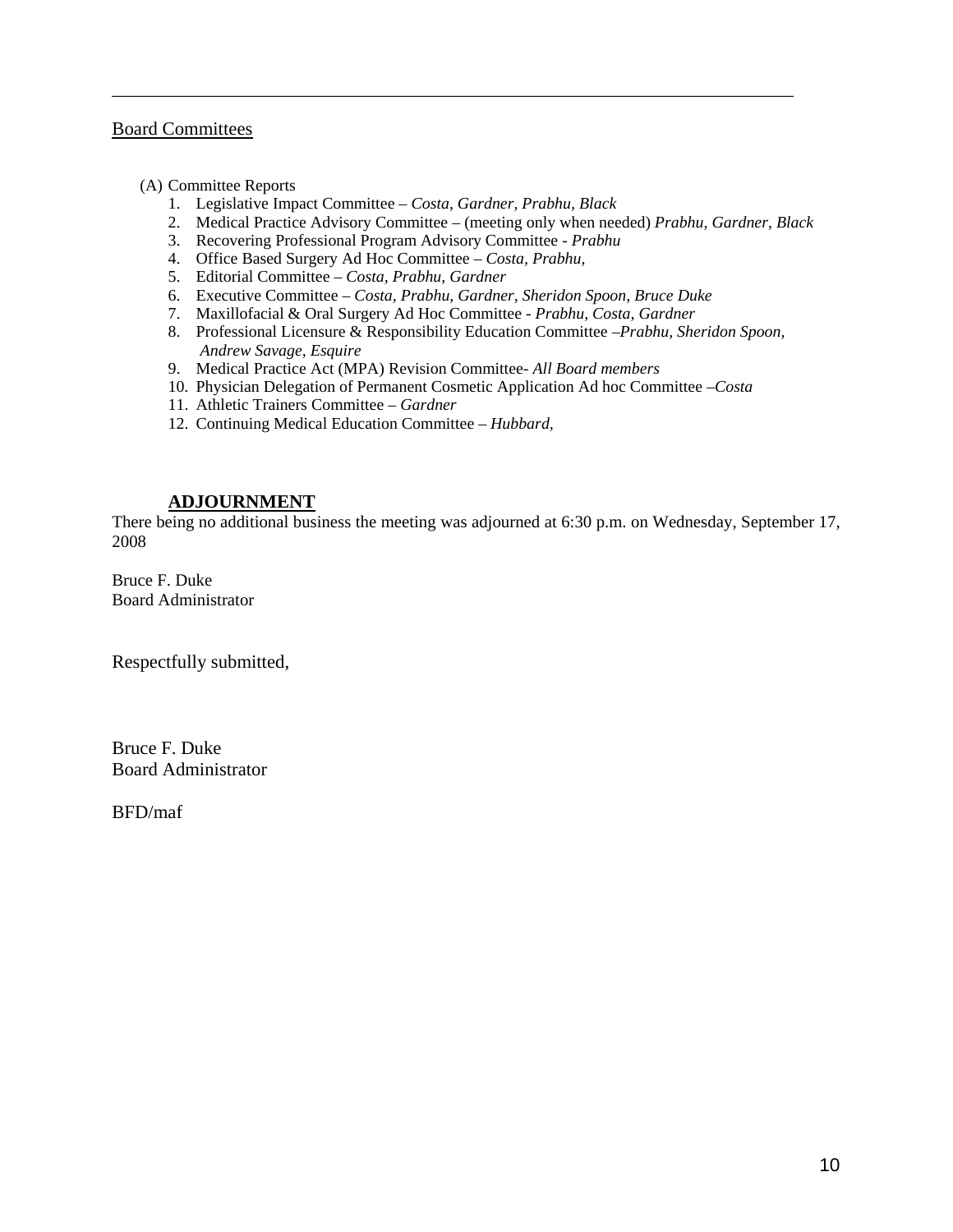---

Board Committees

(A) Committee Reports

1. Legislative Impact Committee – *Costa, Gardner, Prabhu, Black*
2. Medical Practice Advisory Committee – (meeting only when needed) *Prabhu, Gardner, Black*
3. Recovering Professional Program Advisory Committee - *Prabhu*
4. Office Based Surgery Ad Hoc Committee – *Costa, Prabhu,*
5. Editorial Committee – *Costa, Prabhu, Gardner*
6. Executive Committee – *Costa, Prabhu, Gardner, Sheridon Spoon, Bruce Duke*
7. Maxillofacial & Oral Surgery Ad Hoc Committee - *Prabhu, Costa, Gardner*
8. Professional Licensure & Responsibility Education Committee –*Prabhu, Sheridon Spoon, Andrew Savage, Esquire*
9. Medical Practice Act (MPA) Revision Committee- *All Board members*
10. Physician Delegation of Permanent Cosmetic Application Ad hoc Committee –*Costa*
11. Athletic Trainers Committee – *Gardner*
12. Continuing Medical Education Committee – *Hubbard,*

## ADJOURNMENT

There being no additional business the meeting was adjourned at 6:30 p.m. on Wednesday, September 17, 2008

Bruce F. Duke
Board Administrator

Respectfully submitted,

Bruce F. Duke
Board Administrator

BFD/maf